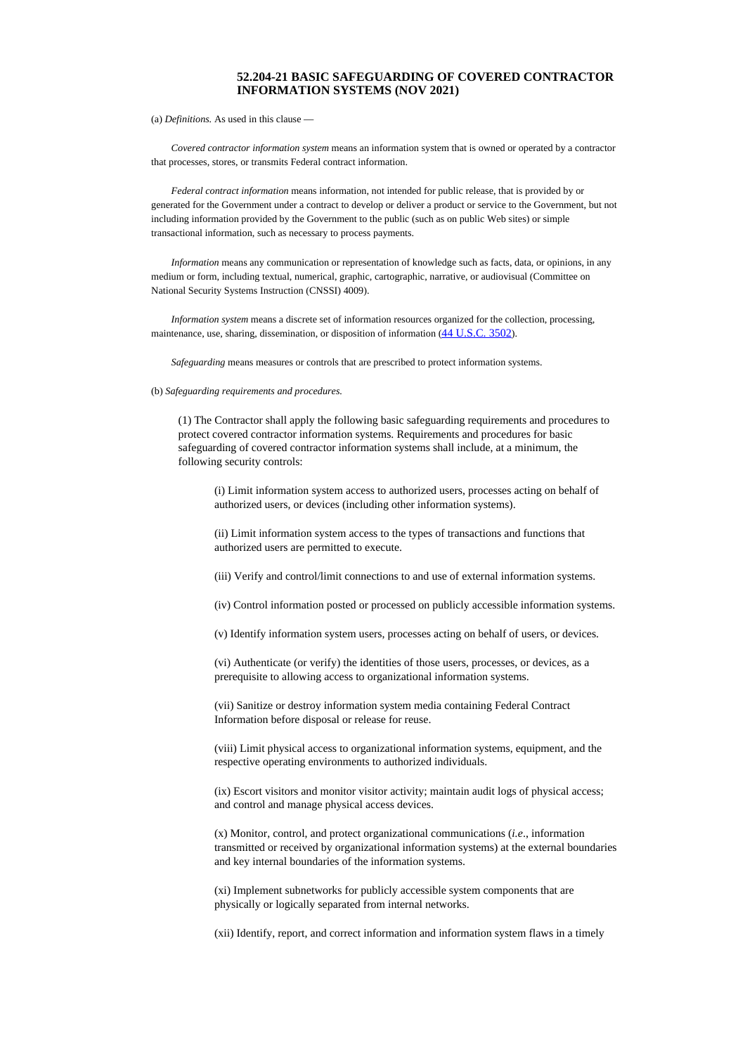## 52.204-21 BASIC SAFEGUARDING OF COVERED CONTRACTOR INFORMATION SYSTEMS (NOV 2021)

(a) *Definitions.* As used in this clause —

*Covered contractor information system* means an information system that is owned or operated by a contractor that processes, stores, or transmits Federal contract information.

*Federal contract information* means information, not intended for public release, that is provided by or generated for the Government under a contract to develop or deliver a product or service to the Government, but not including information provided by the Government to the public (such as on public Web sites) or simple transactional information, such as necessary to process payments.

*Information* means any communication or representation of knowledge such as facts, data, or opinions, in any medium or form, including textual, numerical, graphic, cartographic, narrative, or audiovisual (Committee on National Security Systems Instruction (CNSSI) 4009).

*Information system* means a discrete set of information resources organized for the collection, processing, maintenance, use, sharing, dissemination, or disposition of information (44 U.S.C. 3502).

*Safeguarding* means measures or controls that are prescribed to protect information systems.

(b) *Safeguarding requirements and procedures.*

(1) The Contractor shall apply the following basic safeguarding requirements and procedures to protect covered contractor information systems. Requirements and procedures for basic safeguarding of covered contractor information systems shall include, at a minimum, the following security controls:

(i) Limit information system access to authorized users, processes acting on behalf of authorized users, or devices (including other information systems).

(ii) Limit information system access to the types of transactions and functions that authorized users are permitted to execute.

(iii) Verify and control/limit connections to and use of external information systems.

(iv) Control information posted or processed on publicly accessible information systems.

(v) Identify information system users, processes acting on behalf of users, or devices.

(vi) Authenticate (or verify) the identities of those users, processes, or devices, as a prerequisite to allowing access to organizational information systems.

(vii) Sanitize or destroy information system media containing Federal Contract Information before disposal or release for reuse.

(viii) Limit physical access to organizational information systems, equipment, and the respective operating environments to authorized individuals.

(ix) Escort visitors and monitor visitor activity; maintain audit logs of physical access; and control and manage physical access devices.

(x) Monitor, control, and protect organizational communications (*i.e.*, information transmitted or received by organizational information systems) at the external boundaries and key internal boundaries of the information systems.

(xi) Implement subnetworks for publicly accessible system components that are physically or logically separated from internal networks.

(xii) Identify, report, and correct information and information system flaws in a timely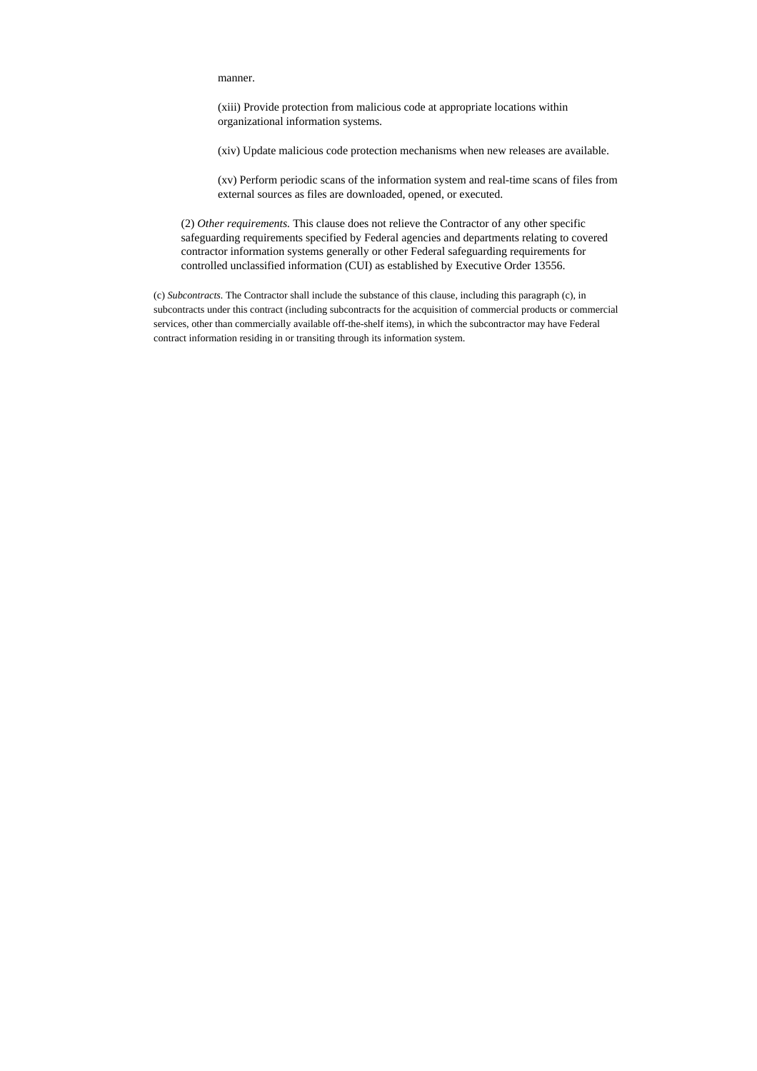manner.

(xiii) Provide protection from malicious code at appropriate locations within organizational information systems.

(xiv) Update malicious code protection mechanisms when new releases are available.

(xv) Perform periodic scans of the information system and real-time scans of files from external sources as files are downloaded, opened, or executed.

(2) *Other requirements.* This clause does not relieve the Contractor of any other specific safeguarding requirements specified by Federal agencies and departments relating to covered contractor information systems generally or other Federal safeguarding requirements for controlled unclassified information (CUI) as established by Executive Order 13556.

(c) *Subcontracts.* The Contractor shall include the substance of this clause, including this paragraph (c), in subcontracts under this contract (including subcontracts for the acquisition of commercial products or commercial services, other than commercially available off-the-shelf items), in which the subcontractor may have Federal contract information residing in or transiting through its information system.